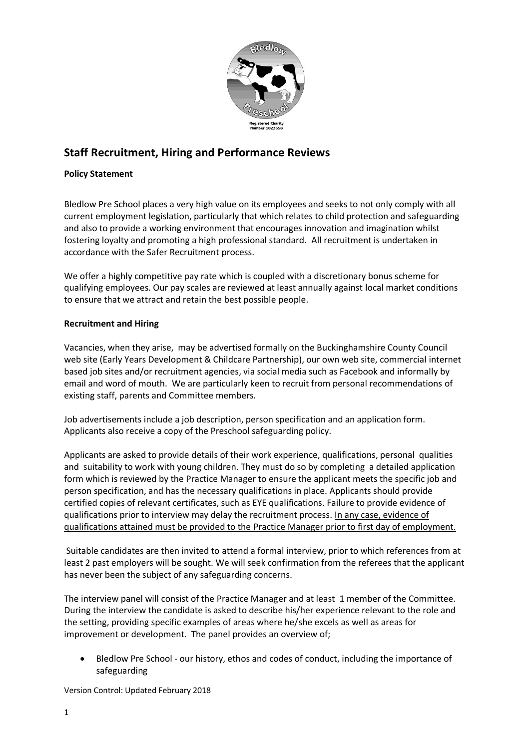## Staff Recruitment, Hiring and Performance Reviews

**Policy Statement**

Bledlow Pre School places a very high value on its employees and seeks to not only comply with all current employment legislation, particularly that which relates to child protection and safeguarding and also to provide a working environment that encourages innovation and imagination whilst fostering loyalty and promoting a high professional standard. All recruitment is undertaken in accordance with the Safer Recruitment process.

We offer a highly competitive pay rate which is coupled with a discretionary bonus scheme for qualifying employees. Our pay scales are reviewed at least annually against local market conditions to ensure that we attract and retain the best possible people.

**Recruitment and Hiring**

Vacancies, when they arise, may be advertised formally on the Buckinghamshire County Council web site (Early Years Development & Childcare Partnership), our own web site, commercial internet based job sites and/or recruitment agencies, via social media such as Facebook and informally by email and word of mouth. We are particularly keen to recruit from personal recommendations of existing staff, parents and Committee members.

Job advertisements include a job description, person specification and an application form. Applicants also receive a copy of the Preschool safeguarding policy.

Applicants are asked to provide details of their work experience, qualifications, personal qualities and suitability to work with young children. They must do so by completing a detailed application form which is reviewed by the Practice Manager to ensure the applicant meets the specific job and person specification, and has the necessary qualifications in place. Applicants should provide certified copies of relevant certificates, such as EYE qualifications. Failure to provide evidence of qualifications prior to interview may delay the recruitment process. <u>In any case, evidence of qualifications attained must be provided to the Practice Manager prior to first day of employment.</u>

Suitable candidates are then invited to attend a formal interview, prior to which references from at least 2 past employers will be sought. We will seek confirmation from the referees that the applicant has never been the subject of any safeguarding concerns.

The interview panel will consist of the Practice Manager and at least 1 member of the Committee. During the interview the candidate is asked to describe his/her experience relevant to the role and the setting, providing specific examples of areas where he/she excels as well as areas for improvement or development. The panel provides an overview of;

- Bledlow Pre School - our history, ethos and codes of conduct, including the importance of safeguarding

Version Control: Updated February 2018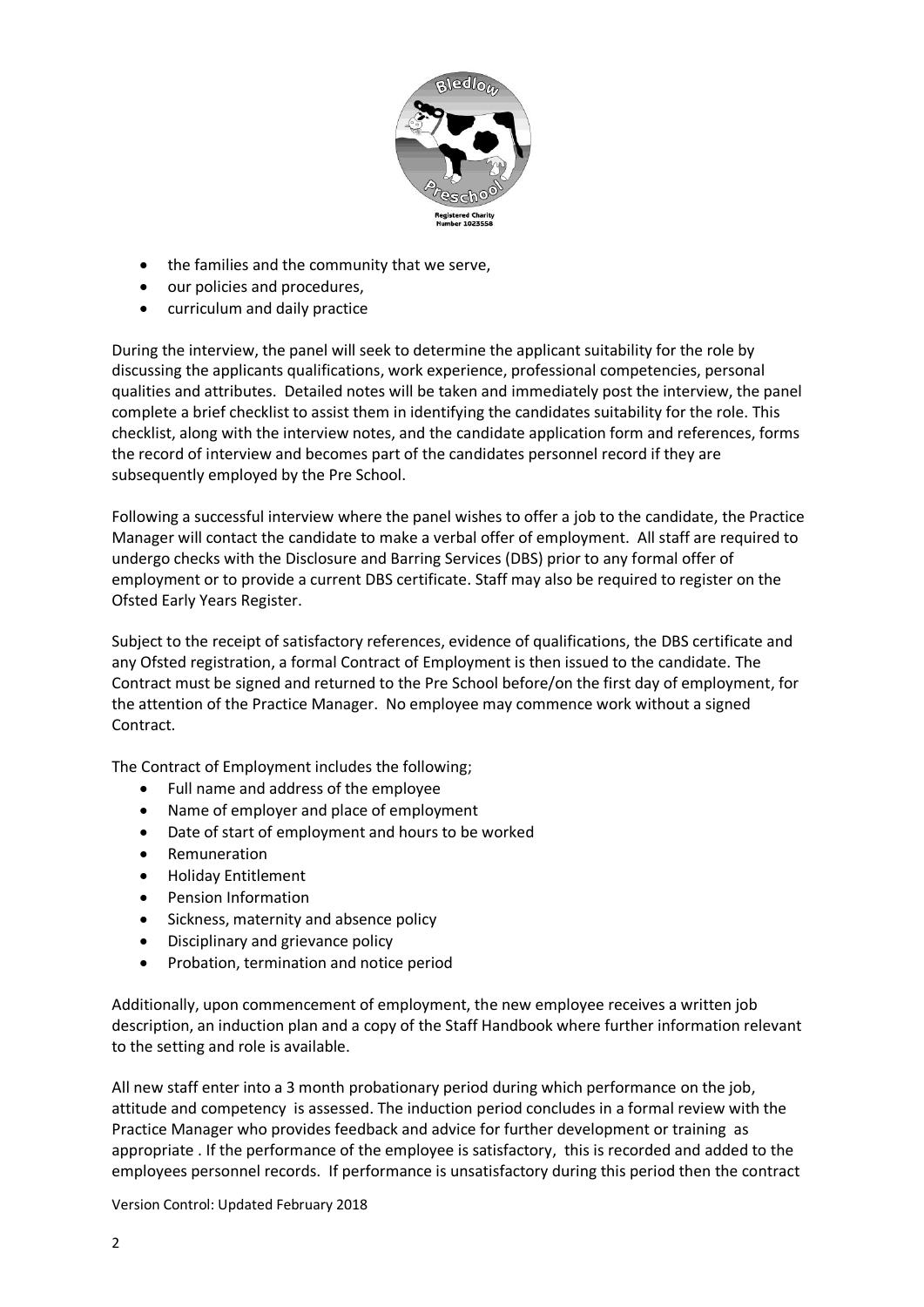- the families and the community that we serve,
- our policies and procedures,
- curriculum and daily practice

During the interview, the panel will seek to determine the applicant suitability for the role by discussing the applicants qualifications, work experience, professional competencies, personal qualities and attributes. Detailed notes will be taken and immediately post the interview, the panel complete a brief checklist to assist them in identifying the candidates suitability for the role. This checklist, along with the interview notes, and the candidate application form and references, forms the record of interview and becomes part of the candidates personnel record if they are subsequently employed by the Pre School.

Following a successful interview where the panel wishes to offer a job to the candidate, the Practice Manager will contact the candidate to make a verbal offer of employment. All staff are required to undergo checks with the Disclosure and Barring Services (DBS) prior to any formal offer of employment or to provide a current DBS certificate. Staff may also be required to register on the Ofsted Early Years Register.

Subject to the receipt of satisfactory references, evidence of qualifications, the DBS certificate and any Ofsted registration, a formal Contract of Employment is then issued to the candidate. The Contract must be signed and returned to the Pre School before/on the first day of employment, for the attention of the Practice Manager. No employee may commence work without a signed Contract.

The Contract of Employment includes the following;

- Full name and address of the employee
- Name of employer and place of employment
- Date of start of employment and hours to be worked
- Remuneration
- Holiday Entitlement
- Pension Information
- Sickness, maternity and absence policy
- Disciplinary and grievance policy
- Probation, termination and notice period

Additionally, upon commencement of employment, the new employee receives a written job description, an induction plan and a copy of the Staff Handbook where further information relevant to the setting and role is available.

All new staff enter into a 3 month probationary period during which performance on the job, attitude and competency is assessed. The induction period concludes in a formal review with the Practice Manager who provides feedback and advice for further development or training as appropriate . If the performance of the employee is satisfactory, this is recorded and added to the employees personnel records. If performance is unsatisfactory during this period then the contract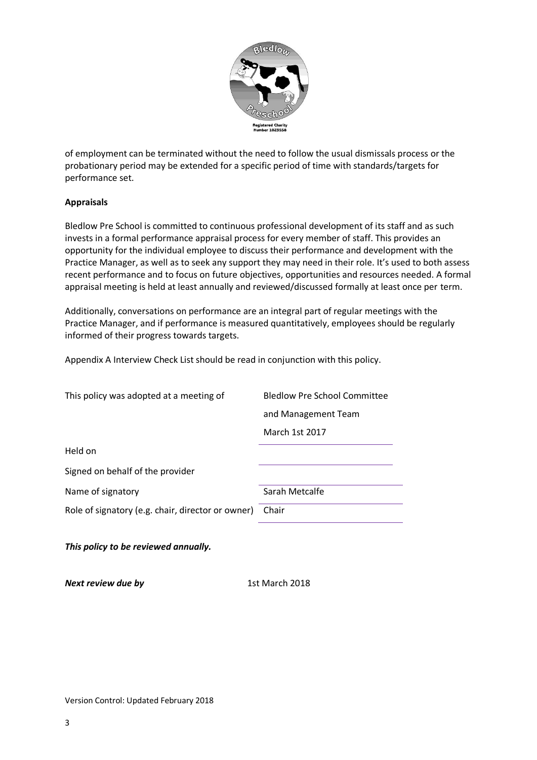of employment can be terminated without the need to follow the usual dismissals process or the probationary period may be extended for a specific period of time with standards/targets for performance set.

**Appraisals**

Bledlow Pre School is committed to continuous professional development of its staff and as such invests in a formal performance appraisal process for every member of staff. This provides an opportunity for the individual employee to discuss their performance and development with the Practice Manager, as well as to seek any support they may need in their role. It's used to both assess recent performance and to focus on future objectives, opportunities and resources needed. A formal appraisal meeting is held at least annually and reviewed/discussed formally at least once per term.

Additionally, conversations on performance are an integral part of regular meetings with the Practice Manager, and if performance is measured quantitatively, employees should be regularly informed of their progress towards targets.

Appendix A Interview Check List should be read in conjunction with this policy.

| | |
|---|---|
| This policy was adopted at a meeting of | Bledlow Pre School Committee and Management Team |
| Held on | March 1st 2017 |
| Signed on behalf of the provider | |
| Name of signatory | Sarah Metcalfe |
| Role of signatory (e.g. chair, director or owner) | Chair |

***This policy to be reviewed annually.***

***Next review due by*** 1st March 2018

Version Control: Updated February 2018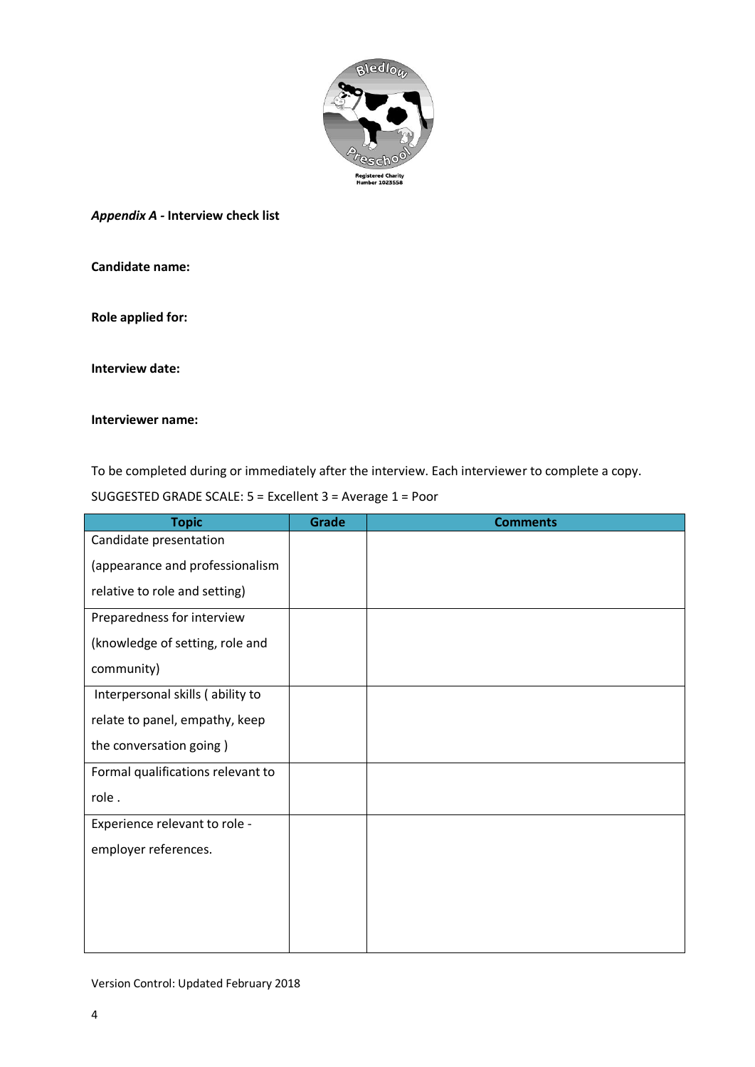*Appendix A* - **Interview check list**

**Candidate name:**

**Role applied for:**

**Interview date:**

**Interviewer name:**

To be completed during or immediately after the interview. Each interviewer to complete a copy.

SUGGESTED GRADE SCALE: 5 = Excellent 3 = Average 1 = Poor

| Topic | Grade | Comments |
|---|---|---|
| Candidate presentation (appearance and professionalism relative to role and setting) | | |
| Preparedness for interview (knowledge of setting, role and community) | | |
| Interpersonal skills ( ability to relate to panel, empathy, keep the conversation going ) | | |
| Formal qualifications relevant to role . | | |
| Experience relevant to role - employer references. | | |

Version Control: Updated February 2018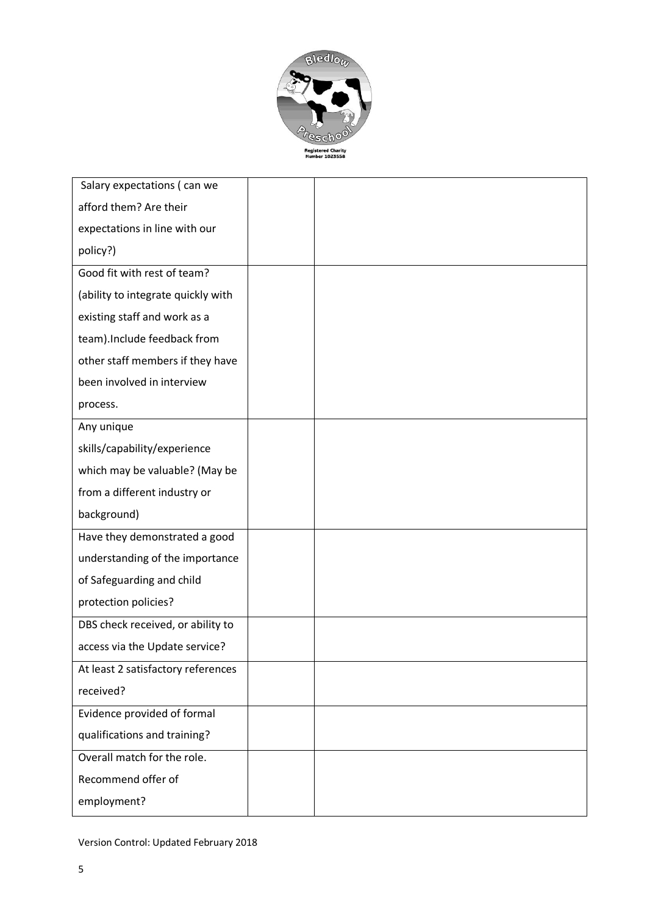| | | |
|---|---|---|
| Salary expectations ( can we afford them? Are their expectations in line with our policy?) | | |
| Good fit with rest of team? (ability to integrate quickly with existing staff and work as a team).Include feedback from other staff members if they have been involved in interview process. | | |
| Any unique skills/capability/experience which may be valuable? (May be from a different industry or background) | | |
| Have they demonstrated a good understanding of the importance of Safeguarding and child protection policies? | | |
| DBS check received, or ability to access via the Update service? | | |
| At least 2 satisfactory references received? | | |
| Evidence provided of formal qualifications and training? | | |
| Overall match for the role. Recommend offer of employment? | | |

Version Control: Updated February 2018